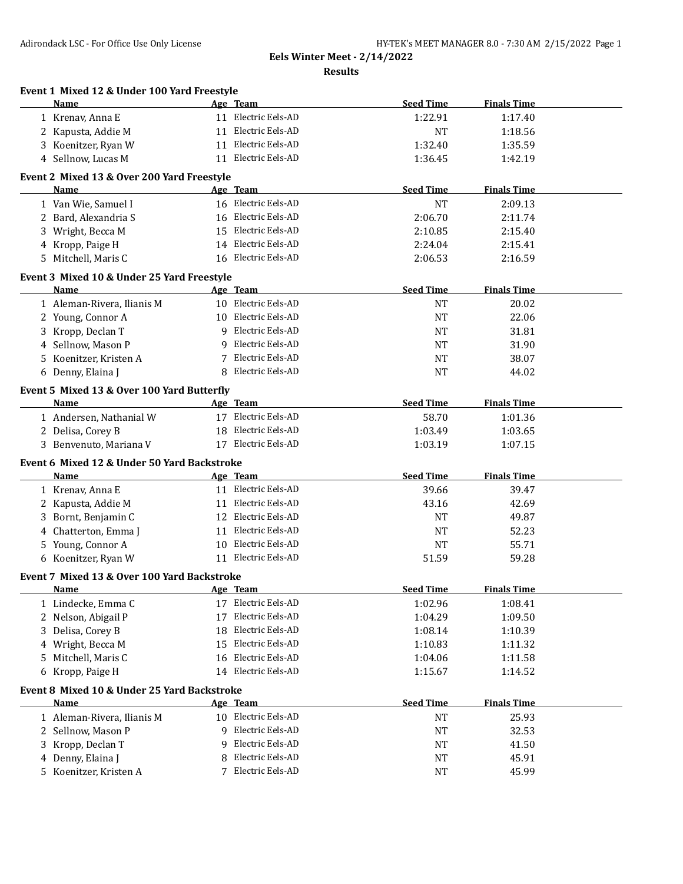# Eels Winter Meet - 2/14/2022

## Results

### Event 1 Mixed 12 & Under 100 Yard Freestyle

| | Name | Age | Team | Seed Time | Finals Time |
|---|---|---|---|---|---|
| 1 | Krenav, Anna E | 11 | Electric Eels-AD | 1:22.91 | 1:17.40 |
| 2 | Kapusta, Addie M | 11 | Electric Eels-AD | NT | 1:18.56 |
| 3 | Koenitzer, Ryan W | 11 | Electric Eels-AD | 1:32.40 | 1:35.59 |
| 4 | Sellnow, Lucas M | 11 | Electric Eels-AD | 1:36.45 | 1:42.19 |

### Event 2 Mixed 13 & Over 200 Yard Freestyle

| | Name | Age | Team | Seed Time | Finals Time |
|---|---|---|---|---|---|
| 1 | Van Wie, Samuel I | 16 | Electric Eels-AD | NT | 2:09.13 |
| 2 | Bard, Alexandria S | 16 | Electric Eels-AD | 2:06.70 | 2:11.74 |
| 3 | Wright, Becca M | 15 | Electric Eels-AD | 2:10.85 | 2:15.40 |
| 4 | Kropp, Paige H | 14 | Electric Eels-AD | 2:24.04 | 2:15.41 |
| 5 | Mitchell, Maris C | 16 | Electric Eels-AD | 2:06.53 | 2:16.59 |

### Event 3 Mixed 10 & Under 25 Yard Freestyle

| | Name | Age | Team | Seed Time | Finals Time |
|---|---|---|---|---|---|
| 1 | Aleman-Rivera, Ilianis M | 10 | Electric Eels-AD | NT | 20.02 |
| 2 | Young, Connor A | 10 | Electric Eels-AD | NT | 22.06 |
| 3 | Kropp, Declan T | 9 | Electric Eels-AD | NT | 31.81 |
| 4 | Sellnow, Mason P | 9 | Electric Eels-AD | NT | 31.90 |
| 5 | Koenitzer, Kristen A | 7 | Electric Eels-AD | NT | 38.07 |
| 6 | Denny, Elaina J | 8 | Electric Eels-AD | NT | 44.02 |

### Event 5 Mixed 13 & Over 100 Yard Butterfly

| | Name | Age | Team | Seed Time | Finals Time |
|---|---|---|---|---|---|
| 1 | Andersen, Nathanial W | 17 | Electric Eels-AD | 58.70 | 1:01.36 |
| 2 | Delisa, Corey B | 18 | Electric Eels-AD | 1:03.49 | 1:03.65 |
| 3 | Benvenuto, Mariana V | 17 | Electric Eels-AD | 1:03.19 | 1:07.15 |

### Event 6 Mixed 12 & Under 50 Yard Backstroke

| | Name | Age | Team | Seed Time | Finals Time |
|---|---|---|---|---|---|
| 1 | Krenav, Anna E | 11 | Electric Eels-AD | 39.66 | 39.47 |
| 2 | Kapusta, Addie M | 11 | Electric Eels-AD | 43.16 | 42.69 |
| 3 | Bornt, Benjamin C | 12 | Electric Eels-AD | NT | 49.87 |
| 4 | Chatterton, Emma J | 11 | Electric Eels-AD | NT | 52.23 |
| 5 | Young, Connor A | 10 | Electric Eels-AD | NT | 55.71 |
| 6 | Koenitzer, Ryan W | 11 | Electric Eels-AD | 51.59 | 59.28 |

### Event 7 Mixed 13 & Over 100 Yard Backstroke

| | Name | Age | Team | Seed Time | Finals Time |
|---|---|---|---|---|---|
| 1 | Lindecke, Emma C | 17 | Electric Eels-AD | 1:02.96 | 1:08.41 |
| 2 | Nelson, Abigail P | 17 | Electric Eels-AD | 1:04.29 | 1:09.50 |
| 3 | Delisa, Corey B | 18 | Electric Eels-AD | 1:08.14 | 1:10.39 |
| 4 | Wright, Becca M | 15 | Electric Eels-AD | 1:10.83 | 1:11.32 |
| 5 | Mitchell, Maris C | 16 | Electric Eels-AD | 1:04.06 | 1:11.58 |
| 6 | Kropp, Paige H | 14 | Electric Eels-AD | 1:15.67 | 1:14.52 |

### Event 8 Mixed 10 & Under 25 Yard Backstroke

| | Name | Age | Team | Seed Time | Finals Time |
|---|---|---|---|---|---|
| 1 | Aleman-Rivera, Ilianis M | 10 | Electric Eels-AD | NT | 25.93 |
| 2 | Sellnow, Mason P | 9 | Electric Eels-AD | NT | 32.53 |
| 3 | Kropp, Declan T | 9 | Electric Eels-AD | NT | 41.50 |
| 4 | Denny, Elaina J | 8 | Electric Eels-AD | NT | 45.91 |
| 5 | Koenitzer, Kristen A | 7 | Electric Eels-AD | NT | 45.99 |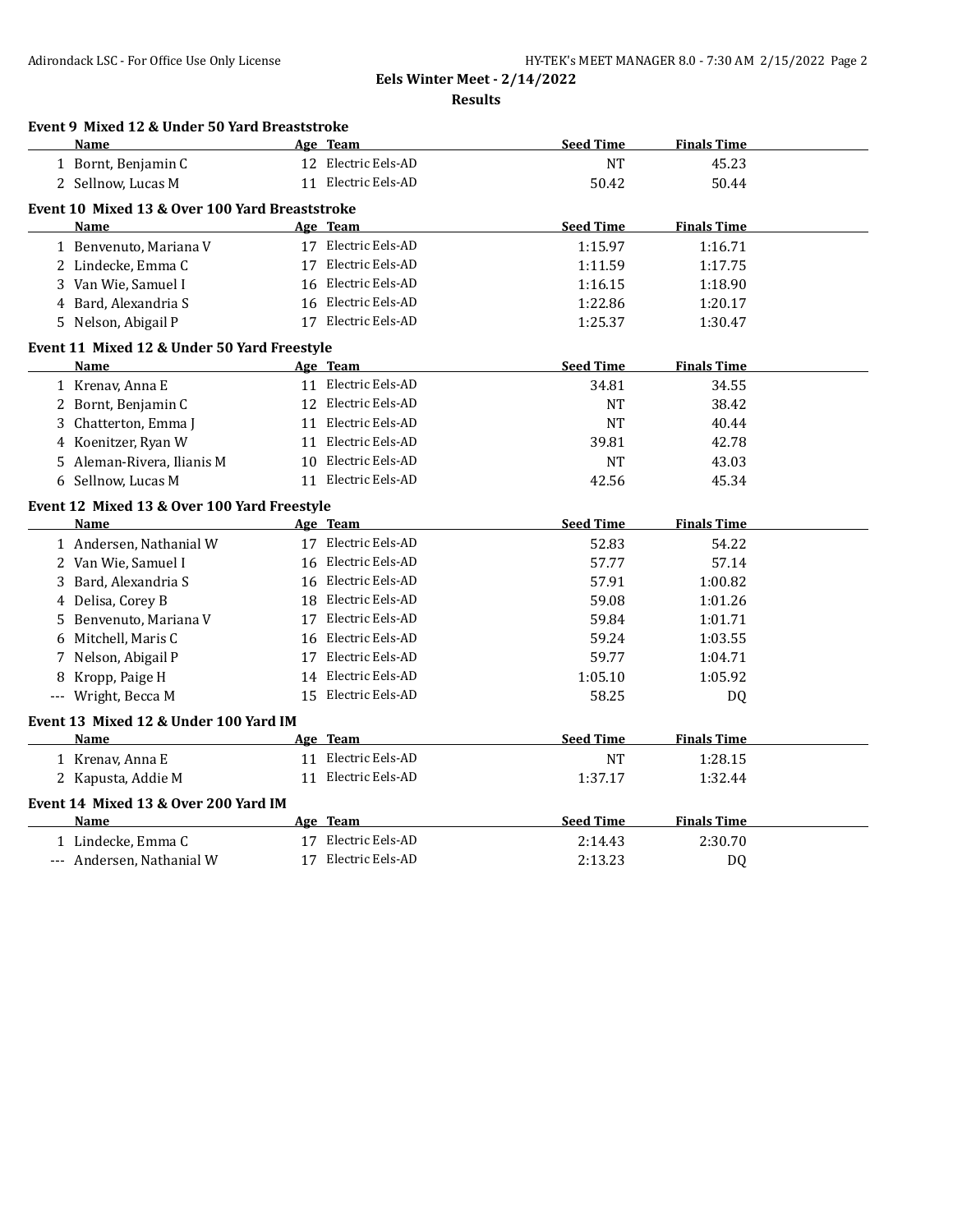# Eels Winter Meet - 2/14/2022

## Results

### Event 9 Mixed 12 & Under 50 Yard Breaststroke

| | Name | Age | Team | Seed Time | Finals Time |
|---|---|---|---|---|---|
| 1 | Bornt, Benjamin C | 12 | Electric Eels-AD | NT | 45.23 |
| 2 | Sellnow, Lucas M | 11 | Electric Eels-AD | 50.42 | 50.44 |

### Event 10 Mixed 13 & Over 100 Yard Breaststroke

| | Name | Age | Team | Seed Time | Finals Time |
|---|---|---|---|---|---|
| 1 | Benvenuto, Mariana V | 17 | Electric Eels-AD | 1:15.97 | 1:16.71 |
| 2 | Lindecke, Emma C | 17 | Electric Eels-AD | 1:11.59 | 1:17.75 |
| 3 | Van Wie, Samuel I | 16 | Electric Eels-AD | 1:16.15 | 1:18.90 |
| 4 | Bard, Alexandria S | 16 | Electric Eels-AD | 1:22.86 | 1:20.17 |
| 5 | Nelson, Abigail P | 17 | Electric Eels-AD | 1:25.37 | 1:30.47 |

### Event 11 Mixed 12 & Under 50 Yard Freestyle

| | Name | Age | Team | Seed Time | Finals Time |
|---|---|---|---|---|---|
| 1 | Krenav, Anna E | 11 | Electric Eels-AD | 34.81 | 34.55 |
| 2 | Bornt, Benjamin C | 12 | Electric Eels-AD | NT | 38.42 |
| 3 | Chatterton, Emma J | 11 | Electric Eels-AD | NT | 40.44 |
| 4 | Koenitzer, Ryan W | 11 | Electric Eels-AD | 39.81 | 42.78 |
| 5 | Aleman-Rivera, Ilianis M | 10 | Electric Eels-AD | NT | 43.03 |
| 6 | Sellnow, Lucas M | 11 | Electric Eels-AD | 42.56 | 45.34 |

### Event 12 Mixed 13 & Over 100 Yard Freestyle

| | Name | Age | Team | Seed Time | Finals Time |
|---|---|---|---|---|---|
| 1 | Andersen, Nathanial W | 17 | Electric Eels-AD | 52.83 | 54.22 |
| 2 | Van Wie, Samuel I | 16 | Electric Eels-AD | 57.77 | 57.14 |
| 3 | Bard, Alexandria S | 16 | Electric Eels-AD | 57.91 | 1:00.82 |
| 4 | Delisa, Corey B | 18 | Electric Eels-AD | 59.08 | 1:01.26 |
| 5 | Benvenuto, Mariana V | 17 | Electric Eels-AD | 59.84 | 1:01.71 |
| 6 | Mitchell, Maris C | 16 | Electric Eels-AD | 59.24 | 1:03.55 |
| 7 | Nelson, Abigail P | 17 | Electric Eels-AD | 59.77 | 1:04.71 |
| 8 | Kropp, Paige H | 14 | Electric Eels-AD | 1:05.10 | 1:05.92 |
| --- | Wright, Becca M | 15 | Electric Eels-AD | 58.25 | DQ |

### Event 13 Mixed 12 & Under 100 Yard IM

| | Name | Age | Team | Seed Time | Finals Time |
|---|---|---|---|---|---|
| 1 | Krenav, Anna E | 11 | Electric Eels-AD | NT | 1:28.15 |
| 2 | Kapusta, Addie M | 11 | Electric Eels-AD | 1:37.17 | 1:32.44 |

### Event 14 Mixed 13 & Over 200 Yard IM

| | Name | Age | Team | Seed Time | Finals Time |
|---|---|---|---|---|---|
| 1 | Lindecke, Emma C | 17 | Electric Eels-AD | 2:14.43 | 2:30.70 |
| --- | Andersen, Nathanial W | 17 | Electric Eels-AD | 2:13.23 | DQ |